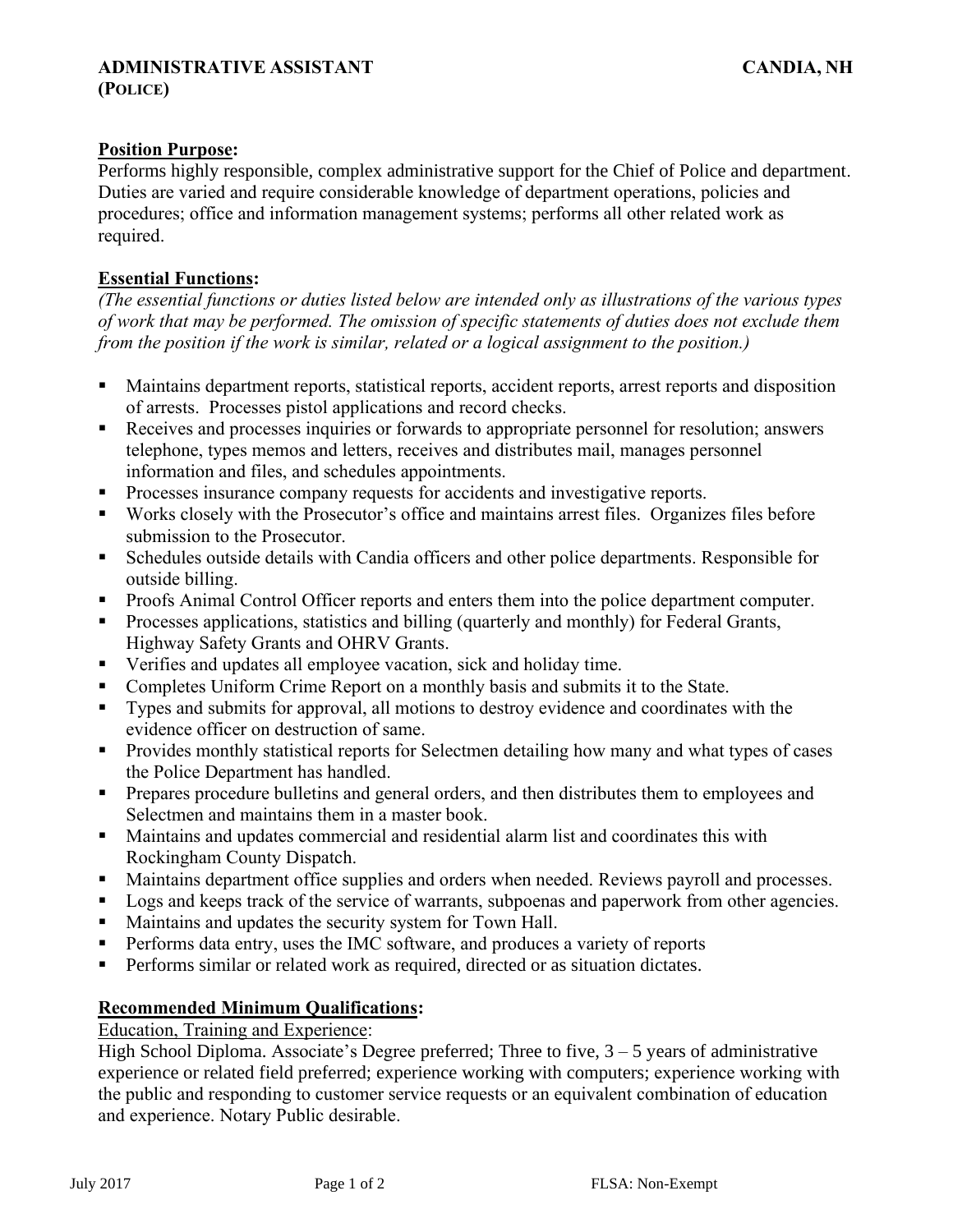# ADMINISTRATIVE ASSISTANT (POLICE) — CANDIA, NH

**Position Purpose:**

Performs highly responsible, complex administrative support for the Chief of Police and department. Duties are varied and require considerable knowledge of department operations, policies and procedures; office and information management systems; performs all other related work as required.

**Essential Functions:**

*(The essential functions or duties listed below are intended only as illustrations of the various types of work that may be performed. The omission of specific statements of duties does not exclude them from the position if the work is similar, related or a logical assignment to the position.)*

- Maintains department reports, statistical reports, accident reports, arrest reports and disposition of arrests. Processes pistol applications and record checks.
- Receives and processes inquiries or forwards to appropriate personnel for resolution; answers telephone, types memos and letters, receives and distributes mail, manages personnel information and files, and schedules appointments.
- Processes insurance company requests for accidents and investigative reports.
- Works closely with the Prosecutor's office and maintains arrest files. Organizes files before submission to the Prosecutor.
- Schedules outside details with Candia officers and other police departments. Responsible for outside billing.
- Proofs Animal Control Officer reports and enters them into the police department computer.
- Processes applications, statistics and billing (quarterly and monthly) for Federal Grants, Highway Safety Grants and OHRV Grants.
- Verifies and updates all employee vacation, sick and holiday time.
- Completes Uniform Crime Report on a monthly basis and submits it to the State.
- Types and submits for approval, all motions to destroy evidence and coordinates with the evidence officer on destruction of same.
- Provides monthly statistical reports for Selectmen detailing how many and what types of cases the Police Department has handled.
- Prepares procedure bulletins and general orders, and then distributes them to employees and Selectmen and maintains them in a master book.
- Maintains and updates commercial and residential alarm list and coordinates this with Rockingham County Dispatch.
- Maintains department office supplies and orders when needed. Reviews payroll and processes.
- Logs and keeps track of the service of warrants, subpoenas and paperwork from other agencies.
- Maintains and updates the security system for Town Hall.
- Performs data entry, uses the IMC software, and produces a variety of reports
- Performs similar or related work as required, directed or as situation dictates.

**Recommended Minimum Qualifications:**

Education, Training and Experience:

High School Diploma. Associate's Degree preferred; Three to five, 3 – 5 years of administrative experience or related field preferred; experience working with computers; experience working with the public and responding to customer service requests or an equivalent combination of education and experience. Notary Public desirable.

July 2017 — FLSA: Non-Exempt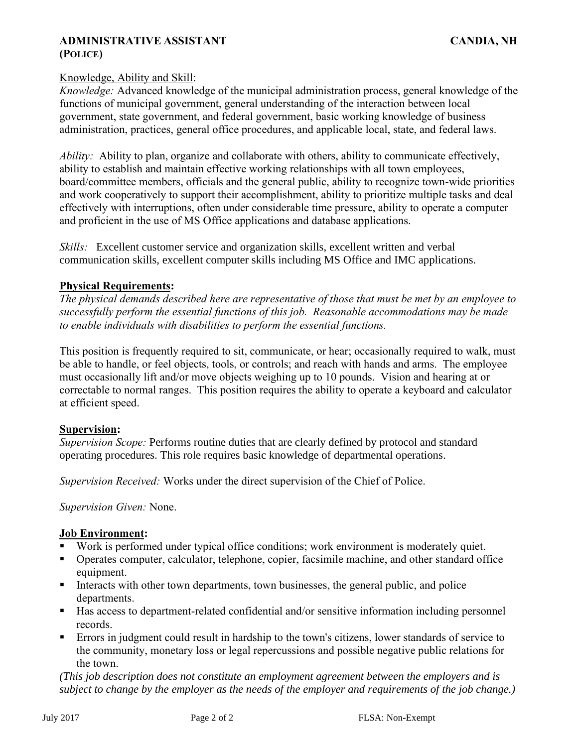Knowledge, Ability and Skill:

*Knowledge:* Advanced knowledge of the municipal administration process, general knowledge of the functions of municipal government, general understanding of the interaction between local government, state government, and federal government, basic working knowledge of business administration, practices, general office procedures, and applicable local, state, and federal laws.

*Ability:* Ability to plan, organize and collaborate with others, ability to communicate effectively, ability to establish and maintain effective working relationships with all town employees, board/committee members, officials and the general public, ability to recognize town-wide priorities and work cooperatively to support their accomplishment, ability to prioritize multiple tasks and deal effectively with interruptions, often under considerable time pressure, ability to operate a computer and proficient in the use of MS Office applications and database applications.

*Skills:* Excellent customer service and organization skills, excellent written and verbal communication skills, excellent computer skills including MS Office and IMC applications.

**Physical Requirements:**

*The physical demands described here are representative of those that must be met by an employee to successfully perform the essential functions of this job. Reasonable accommodations may be made to enable individuals with disabilities to perform the essential functions.*

This position is frequently required to sit, communicate, or hear; occasionally required to walk, must be able to handle, or feel objects, tools, or controls; and reach with hands and arms. The employee must occasionally lift and/or move objects weighing up to 10 pounds. Vision and hearing at or correctable to normal ranges. This position requires the ability to operate a keyboard and calculator at efficient speed.

**Supervision:**

*Supervision Scope:* Performs routine duties that are clearly defined by protocol and standard operating procedures. This role requires basic knowledge of departmental operations.

*Supervision Received:* Works under the direct supervision of the Chief of Police.

*Supervision Given:* None.

**Job Environment:**

- Work is performed under typical office conditions; work environment is moderately quiet.
- Operates computer, calculator, telephone, copier, facsimile machine, and other standard office equipment.
- Interacts with other town departments, town businesses, the general public, and police departments.
- Has access to department-related confidential and/or sensitive information including personnel records.
- Errors in judgment could result in hardship to the town's citizens, lower standards of service to the community, monetary loss or legal repercussions and possible negative public relations for the town.

*(This job description does not constitute an employment agreement between the employers and is subject to change by the employer as the needs of the employer and requirements of the job change.)*